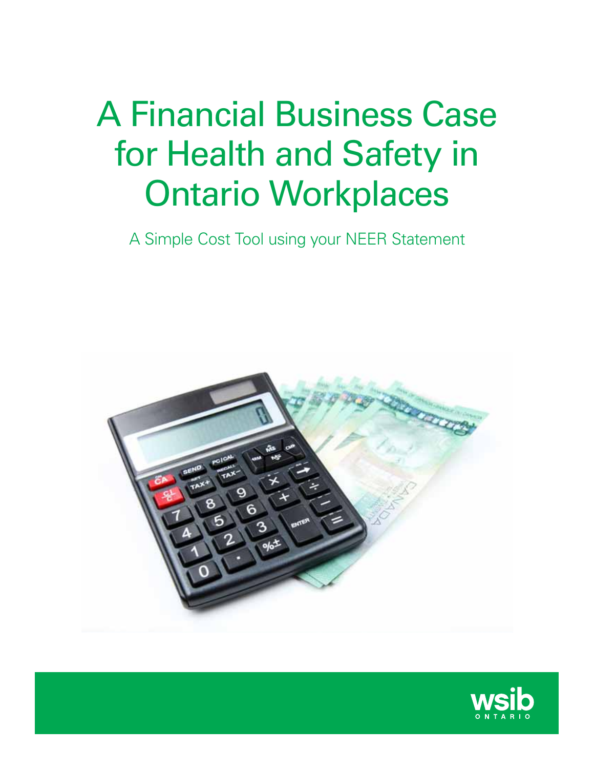# A Financial Business Case for Health and Safety in Ontario Workplaces

A Simple Cost Tool using your NEER Statement

wsib ONTARIO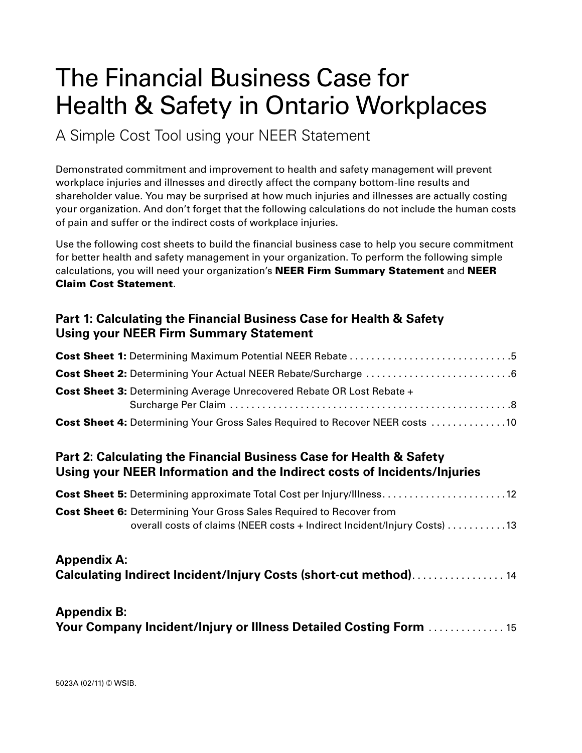# The Financial Business Case for Health & Safety in Ontario Workplaces

## A Simple Cost Tool using your NEER Statement

Demonstrated commitment and improvement to health and safety management will prevent workplace injuries and illnesses and directly affect the company bottom-line results and shareholder value. You may be surprised at how much injuries and illnesses are actually costing your organization. And don't forget that the following calculations do not include the human costs of pain and suffer or the indirect costs of workplace injuries.

Use the following cost sheets to build the financial business case to help you secure commitment for better health and safety management in your organization. To perform the following simple calculations, you will need your organization's **NEER Firm Summary Statement** and **NEER Claim Cost Statement**.

### Part 1: Calculating the Financial Business Case for Health & Safety Using your NEER Firm Summary Statement

**Cost Sheet 1:** Determining Maximum Potential NEER Rebate .......... 5

**Cost Sheet 2:** Determining Your Actual NEER Rebate/Surcharge .......... 6

**Cost Sheet 3:** Determining Average Unrecovered Rebate OR Lost Rebate + Surcharge Per Claim .......... 8

**Cost Sheet 4:** Determining Your Gross Sales Required to Recover NEER costs .......... 10

### Part 2: Calculating the Financial Business Case for Health & Safety Using your NEER Information and the Indirect costs of Incidents/Injuries

**Cost Sheet 5:** Determining approximate Total Cost per Injury/Illness .......... 12

**Cost Sheet 6:** Determining Your Gross Sales Required to Recover from overall costs of claims (NEER costs + Indirect Incident/Injury Costs) .......... 13

### Appendix A: Calculating Indirect Incident/Injury Costs (short-cut method) .......... 14

### Appendix B: Your Company Incident/Injury or Illness Detailed Costing Form .......... 15

5023A (02/11) © WSIB.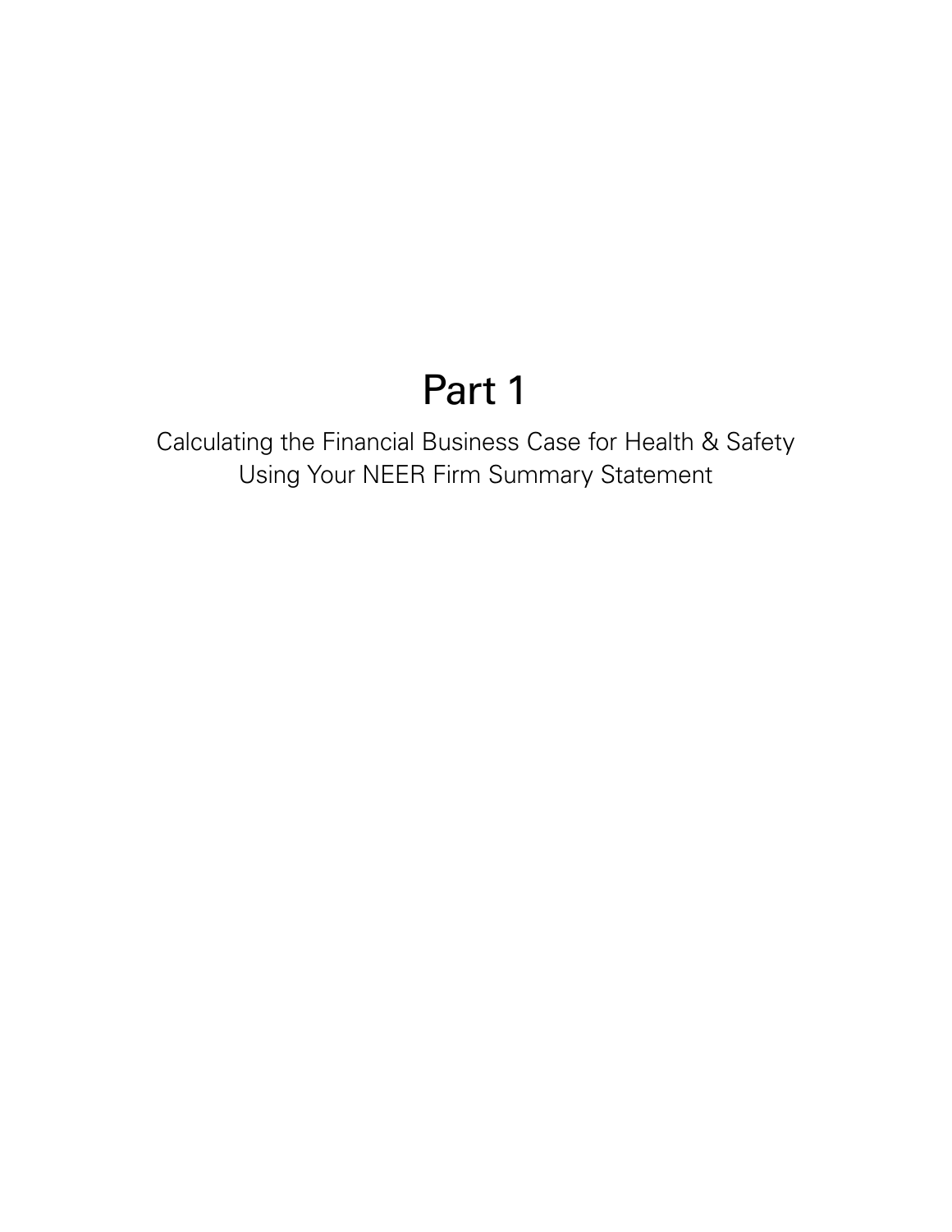# Part 1

Calculating the Financial Business Case for Health & Safety Using Your NEER Firm Summary Statement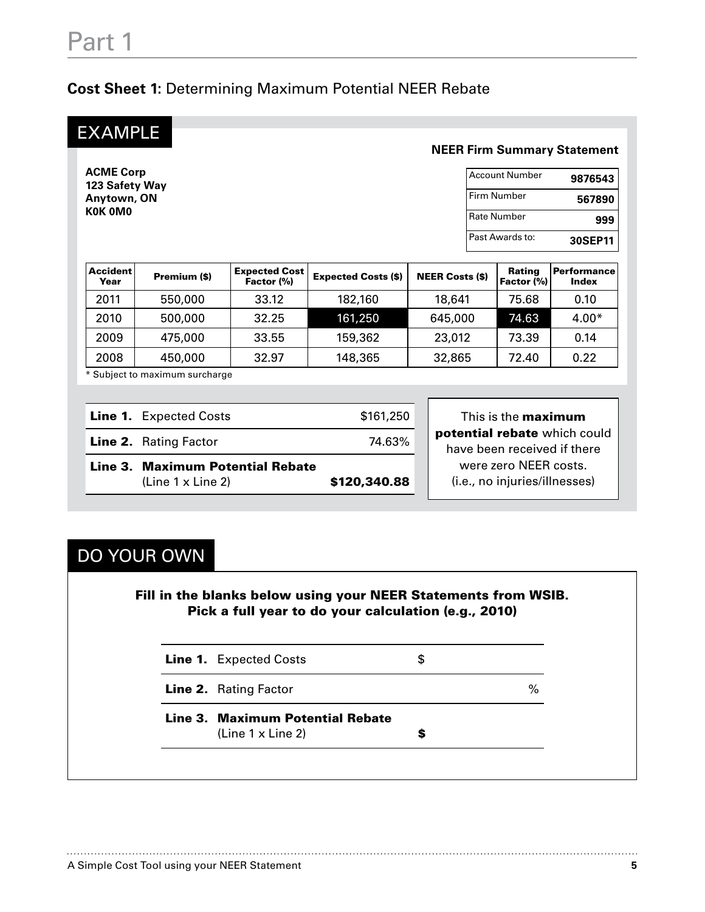# Part 1

## Cost Sheet 1: Determining Maximum Potential NEER Rebate

### EXAMPLE

**NEER Firm Summary Statement**

**ACME Corp**
**123 Safety Way**
**Anytown, ON**
**K0K 0M0**

| | |
|---|---|
| Account Number | **9876543** |
| Firm Number | **567890** |
| Rate Number | **999** |
| Past Awards to: | **30SEP11** |

| Accident Year | Premium ($) | Expected Cost Factor (%) | Expected Costs ($) | NEER Costs ($) | Rating Factor (%) | Performance Index |
|---|---|---|---|---|---|---|
| 2011 | 550,000 | 33.12 | 182,160 | 18,641 | 75.68 | 0.10 |
| 2010 | 500,000 | 32.25 | 161,250 | 645,000 | 74.63 | 4.00* |
| 2009 | 475,000 | 33.55 | 159,362 | 23,012 | 73.39 | 0.14 |
| 2008 | 450,000 | 32.97 | 148,365 | 32,865 | 72.40 | 0.22 |

* Subject to maximum surcharge

| | |
|---|---|
| **Line 1.** Expected Costs | $161,250 |
| **Line 2.** Rating Factor | 74.63% |
| **Line 3. Maximum Potential Rebate** (Line 1 x Line 2) | **$120,340.88** |

This is the **maximum potential rebate** which could have been received if there were zero NEER costs. (i.e., no injuries/illnesses)

### DO YOUR OWN

**Fill in the blanks below using your NEER Statements from WSIB. Pick a full year to do your calculation (e.g., 2010)**

| | |
|---|---|
| **Line 1.** Expected Costs | $ |
| **Line 2.** Rating Factor | % |
| **Line 3. Maximum Potential Rebate** (Line 1 x Line 2) | **$** |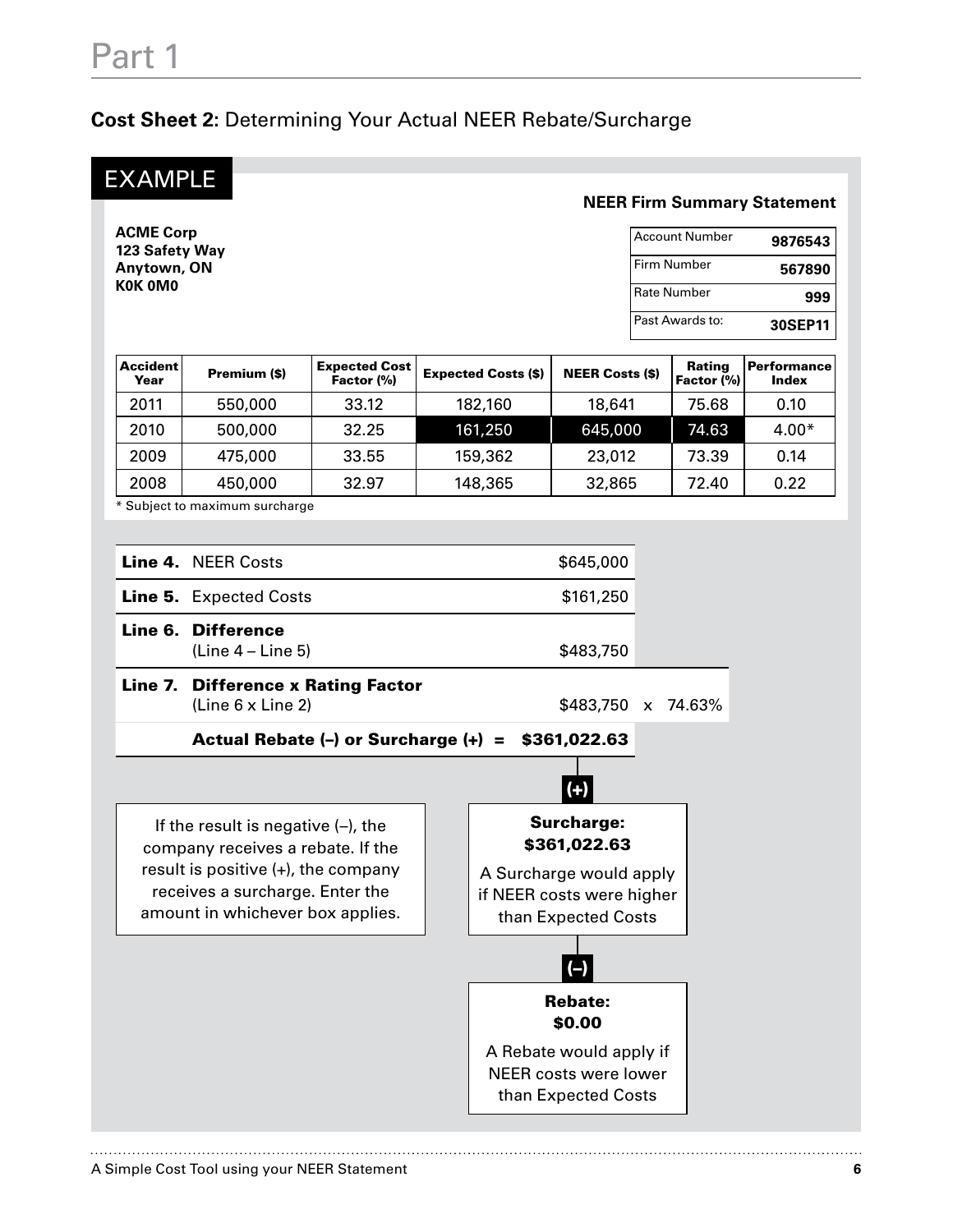# Part 1

## Cost Sheet 2: Determining Your Actual NEER Rebate/Surcharge

### EXAMPLE

**NEER Firm Summary Statement**

**ACME Corp**
**123 Safety Way**
**Anytown, ON**
**K0K 0M0**

| | |
|---|---|
| Account Number | **9876543** |
| Firm Number | **567890** |
| Rate Number | **999** |
| Past Awards to: | **30SEP11** |

| Accident Year | Premium ($) | Expected Cost Factor (%) | Expected Costs ($) | NEER Costs ($) | Rating Factor (%) | Performance Index |
|---|---|---|---|---|---|---|
| 2011 | 550,000 | 33.12 | 182,160 | 18,641 | 75.68 | 0.10 |
| 2010 | 500,000 | 32.25 | 161,250 | 645,000 | 74.63 | 4.00* |
| 2009 | 475,000 | 33.55 | 159,362 | 23,012 | 73.39 | 0.14 |
| 2008 | 450,000 | 32.97 | 148,365 | 32,865 | 72.40 | 0.22 |

\* Subject to maximum surcharge

| | | | |
|---|---|---|---|
| **Line 4.** | NEER Costs | $645,000 | |
| **Line 5.** | Expected Costs | $161,250 | |
| **Line 6.** | **Difference** (Line 4 – Line 5) | $483,750 | |
| **Line 7.** | **Difference x Rating Factor** (Line 6 x Line 2) | $483,750 | x 74.63% |
| | **Actual Rebate (–) or Surcharge (+) =** | **$361,022.63** | |

If the result is negative (–), the company receives a rebate. If the result is positive (+), the company receives a surcharge. Enter the amount in whichever box applies.

**(+)**

**Surcharge: $361,022.63**

A Surcharge would apply if NEER costs were higher than Expected Costs

**(–)**

**Rebate: $0.00**

A Rebate would apply if NEER costs were lower than Expected Costs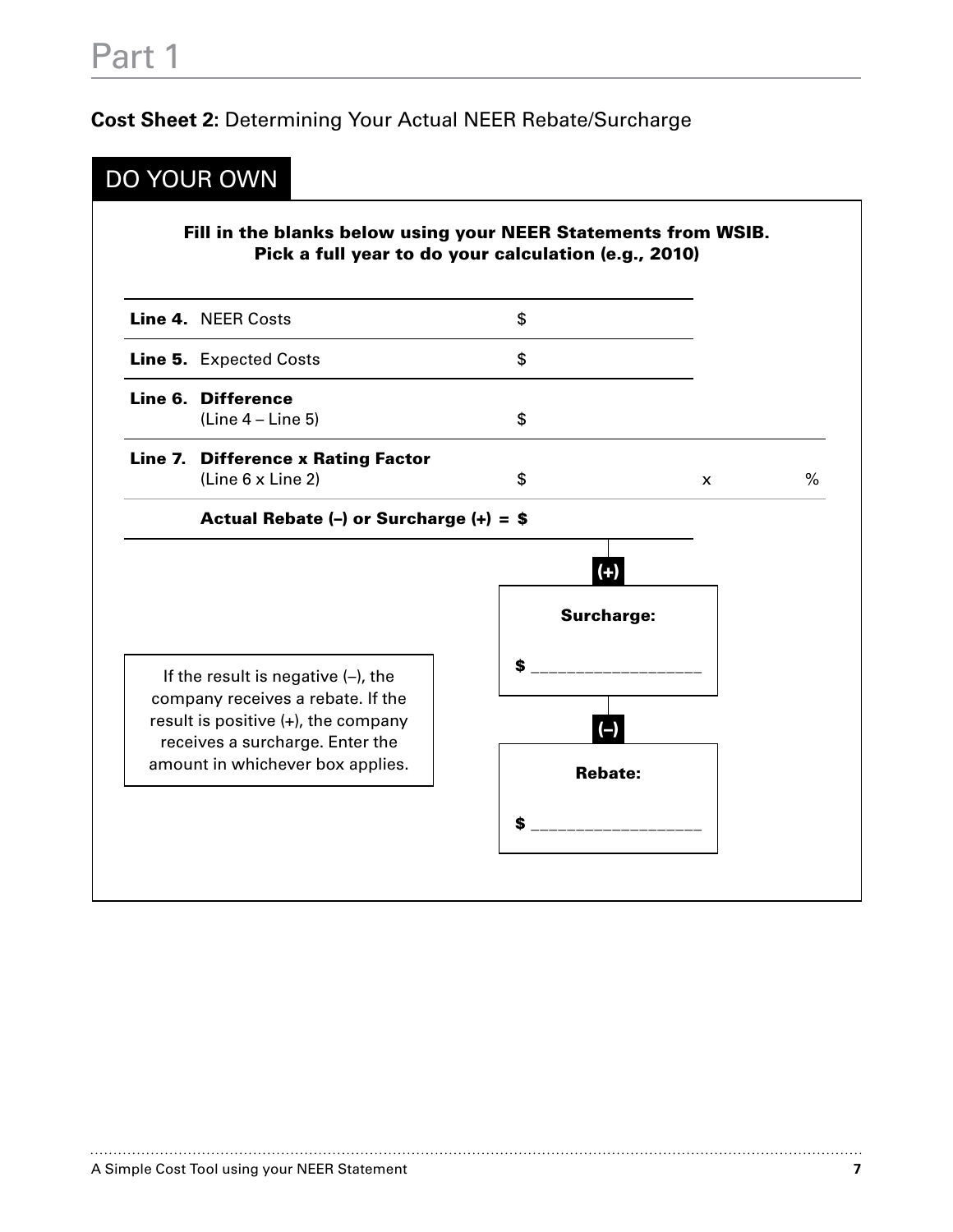# Part 1

**Cost Sheet 2:** Determining Your Actual NEER Rebate/Surcharge

## DO YOUR OWN

**Fill in the blanks below using your NEER Statements from WSIB. Pick a full year to do your calculation (e.g., 2010)**

| | | | | |
|---|---|---|---|---|
| **Line 4.** | NEER Costs | $ | | |
| **Line 5.** | Expected Costs | $ | | |
| **Line 6.** | **Difference** (Line 4 – Line 5) | $ | | |
| **Line 7.** | **Difference x Rating Factor** (Line 6 x Line 2) | $ | x | % |
| | **Actual Rebate (–) or Surcharge (+) =** | **$** | | |

**(+)**

**Surcharge:**

**$** ____________________

**(–)**

**Rebate:**

**$** ____________________

If the result is negative (–), the company receives a rebate. If the result is positive (+), the company receives a surcharge. Enter the amount in whichever box applies.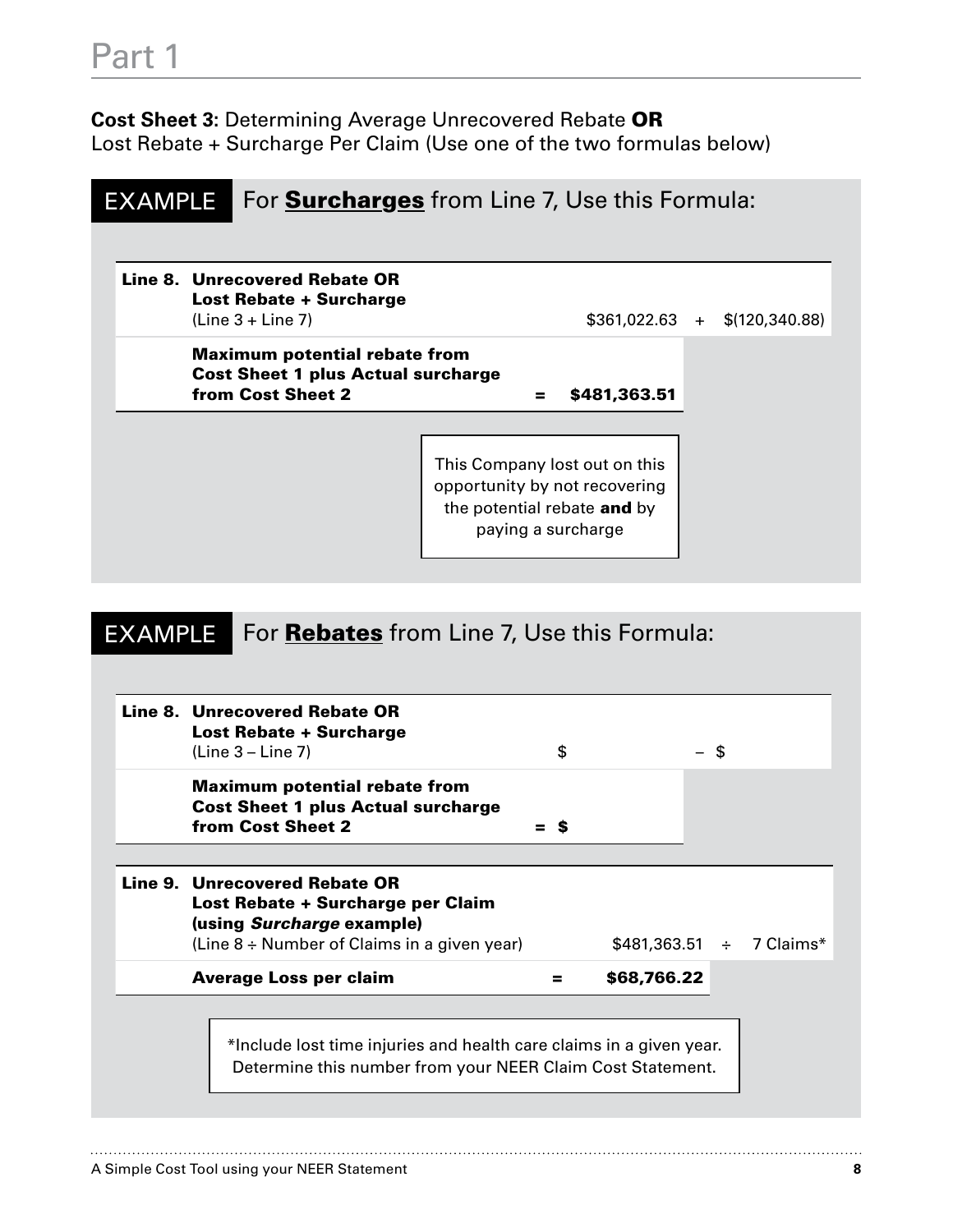**Cost Sheet 3:** Determining Average Unrecovered Rebate **OR** Lost Rebate + Surcharge Per Claim (Use one of the two formulas below)

## EXAMPLE For **Surcharges** from Line 7, Use this Formula:

| | | | | |
|---|---|---|---|---|
| **Line 8.** | **Unrecovered Rebate OR Lost Rebate + Surcharge** (Line 3 + Line 7) | $361,022.63 | + | $(120,340.88) |
| | **Maximum potential rebate from Cost Sheet 1 plus Actual surcharge from Cost Sheet 2** | = **$481,363.51** | | |

This Company lost out on this opportunity by not recovering the potential rebate **and** by paying a surcharge

## EXAMPLE For **Rebates** from Line 7, Use this Formula:

| | | | | |
|---|---|---|---|---|
| **Line 8.** | **Unrecovered Rebate OR Lost Rebate + Surcharge** (Line 3 – Line 7) | $ | – | $ |
| | **Maximum potential rebate from Cost Sheet 1 plus Actual surcharge from Cost Sheet 2** | = $ | | |

| | | | | |
|---|---|---|---|---|
| **Line 9.** | **Unrecovered Rebate OR Lost Rebate + Surcharge per Claim (using *Surcharge* example)** (Line 8 ÷ Number of Claims in a given year) | $481,363.51 | ÷ | 7 Claims* |
| | **Average Loss per claim** | = **$68,766.22** | | |

*Include lost time injuries and health care claims in a given year. Determine this number from your NEER Claim Cost Statement.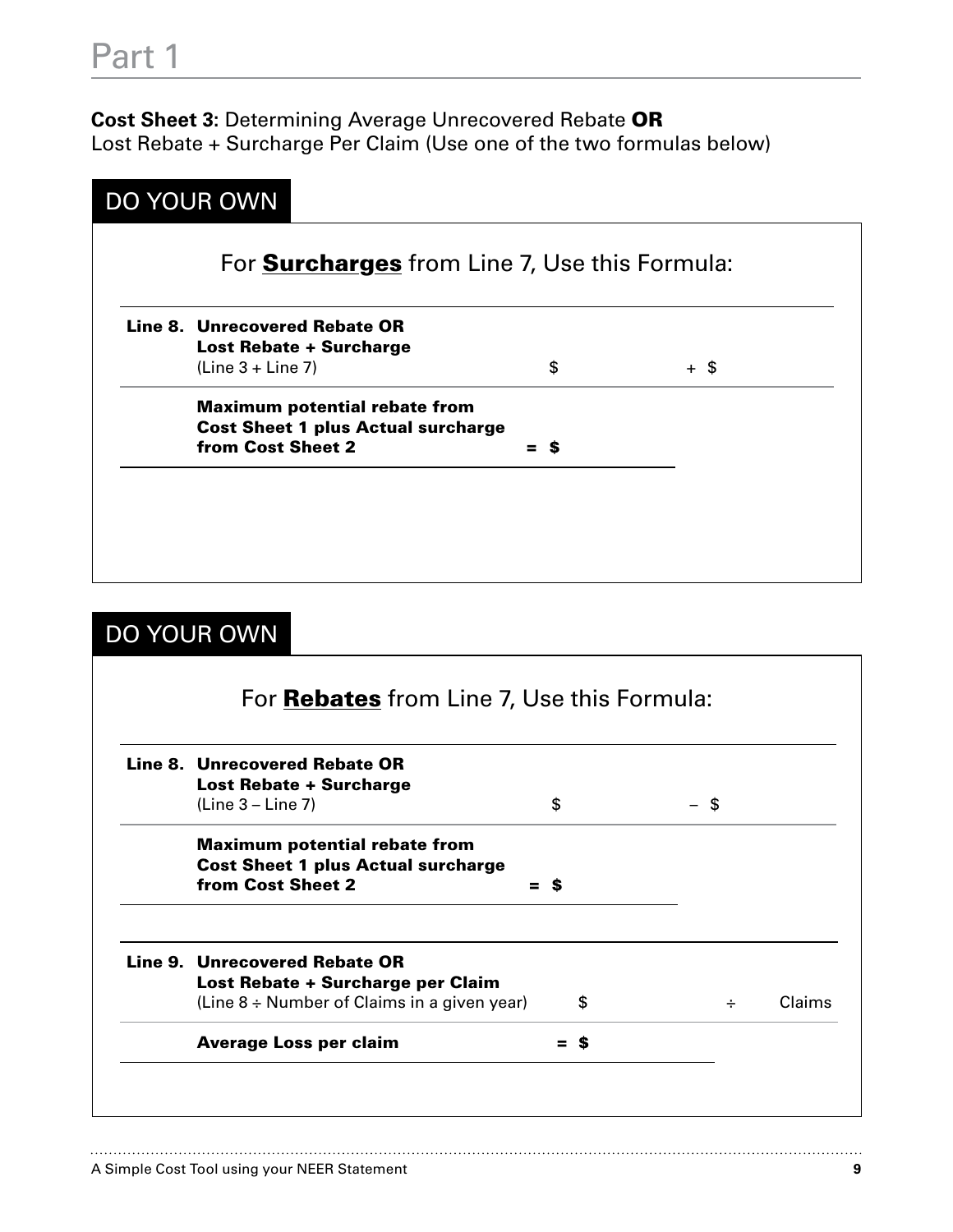# Part 1

**Cost Sheet 3:** Determining Average Unrecovered Rebate **OR**
Lost Rebate + Surcharge Per Claim (Use one of the two formulas below)

## DO YOUR OWN

For **Surcharges** from Line 7, Use this Formula:

| | | | |
|---|---|---|---|
| **Line 8.** | **Unrecovered Rebate OR Lost Rebate + Surcharge** (Line 3 + Line 7) | $ | + $ |
| | **Maximum potential rebate from Cost Sheet 1 plus Actual surcharge from Cost Sheet 2** | **= $** | |

## DO YOUR OWN

For **Rebates** from Line 7, Use this Formula:

| | | | |
|---|---|---|---|
| **Line 8.** | **Unrecovered Rebate OR Lost Rebate + Surcharge** (Line 3 – Line 7) | $ | – $ |
| | **Maximum potential rebate from Cost Sheet 1 plus Actual surcharge from Cost Sheet 2** | **= $** | |

| | | | |
|---|---|---|---|
| **Line 9.** | **Unrecovered Rebate OR Lost Rebate + Surcharge per Claim** (Line 8 ÷ Number of Claims in a given year) | $ | ÷ Claims |
| | **Average Loss per claim** | **= $** | |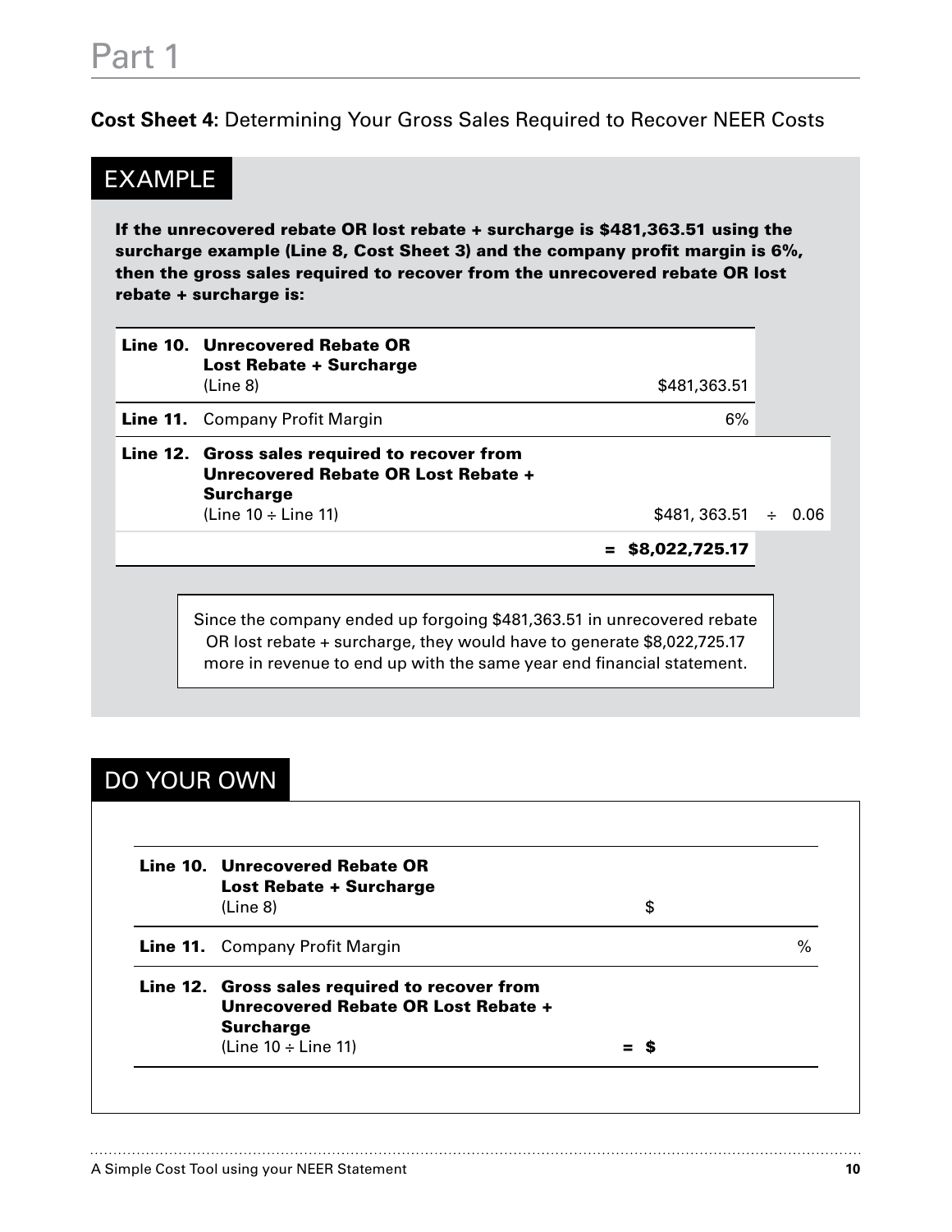# Part 1

**Cost Sheet 4:** Determining Your Gross Sales Required to Recover NEER Costs

## EXAMPLE

**If the unrecovered rebate OR lost rebate + surcharge is $481,363.51 using the surcharge example (Line 8, Cost Sheet 3) and the company profit margin is 6%, then the gross sales required to recover from the unrecovered rebate OR lost rebate + surcharge is:**

| | | | |
|---|---|---|---|
| **Line 10.** | **Unrecovered Rebate OR Lost Rebate + Surcharge** (Line 8) | $481,363.51 | |
| **Line 11.** | Company Profit Margin | 6% | |
| **Line 12.** | **Gross sales required to recover from Unrecovered Rebate OR Lost Rebate + Surcharge** (Line 10 ÷ Line 11) | $481, 363.51 | ÷ 0.06 |
| | | **= $8,022,725.17** | |

Since the company ended up forgoing $481,363.51 in unrecovered rebate OR lost rebate + surcharge, they would have to generate $8,022,725.17 more in revenue to end up with the same year end financial statement.

## DO YOUR OWN

| | | | |
|---|---|---|---|
| **Line 10.** | **Unrecovered Rebate OR Lost Rebate + Surcharge** (Line 8) | $ | |
| **Line 11.** | Company Profit Margin | | % |
| **Line 12.** | **Gross sales required to recover from Unrecovered Rebate OR Lost Rebate + Surcharge** (Line 10 ÷ Line 11) | = $ | |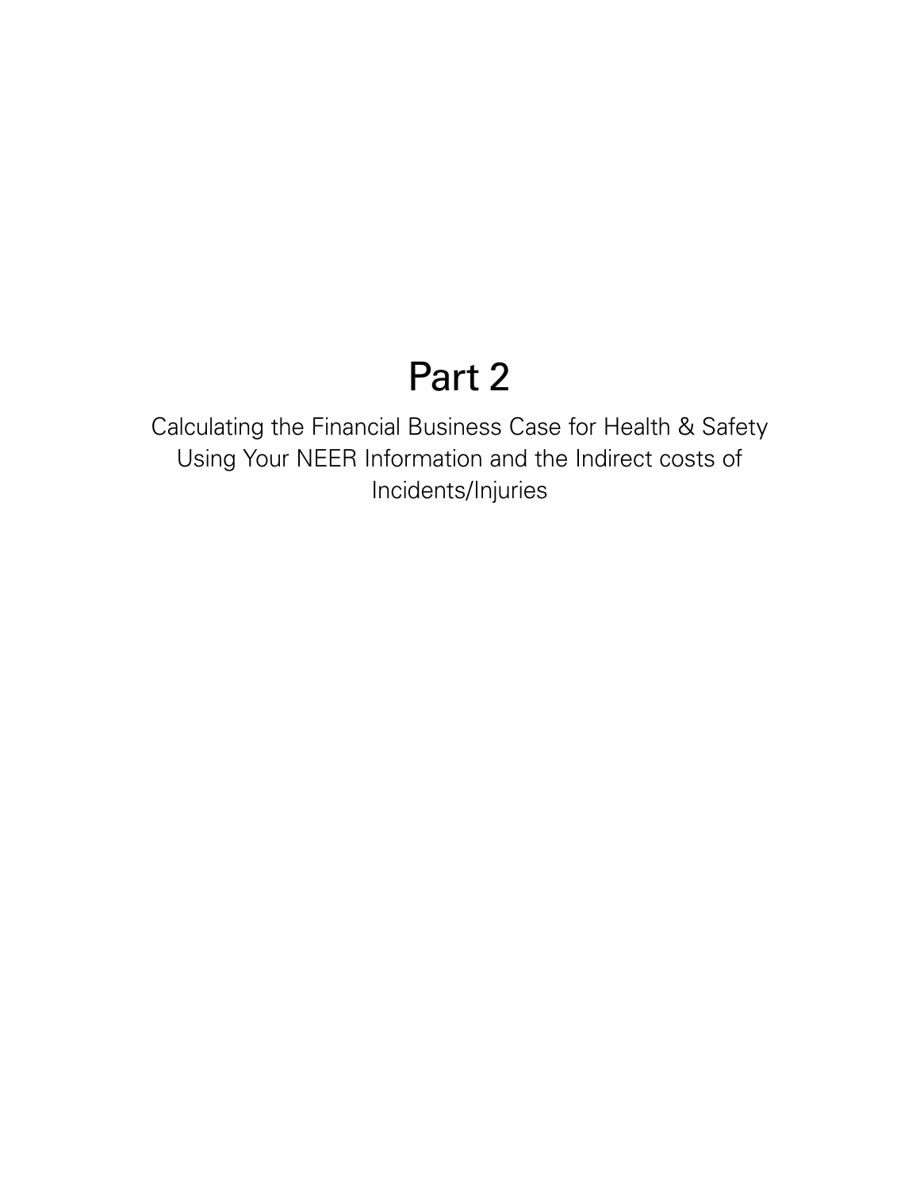# Part 2

Calculating the Financial Business Case for Health & Safety Using Your NEER Information and the Indirect costs of Incidents/Injuries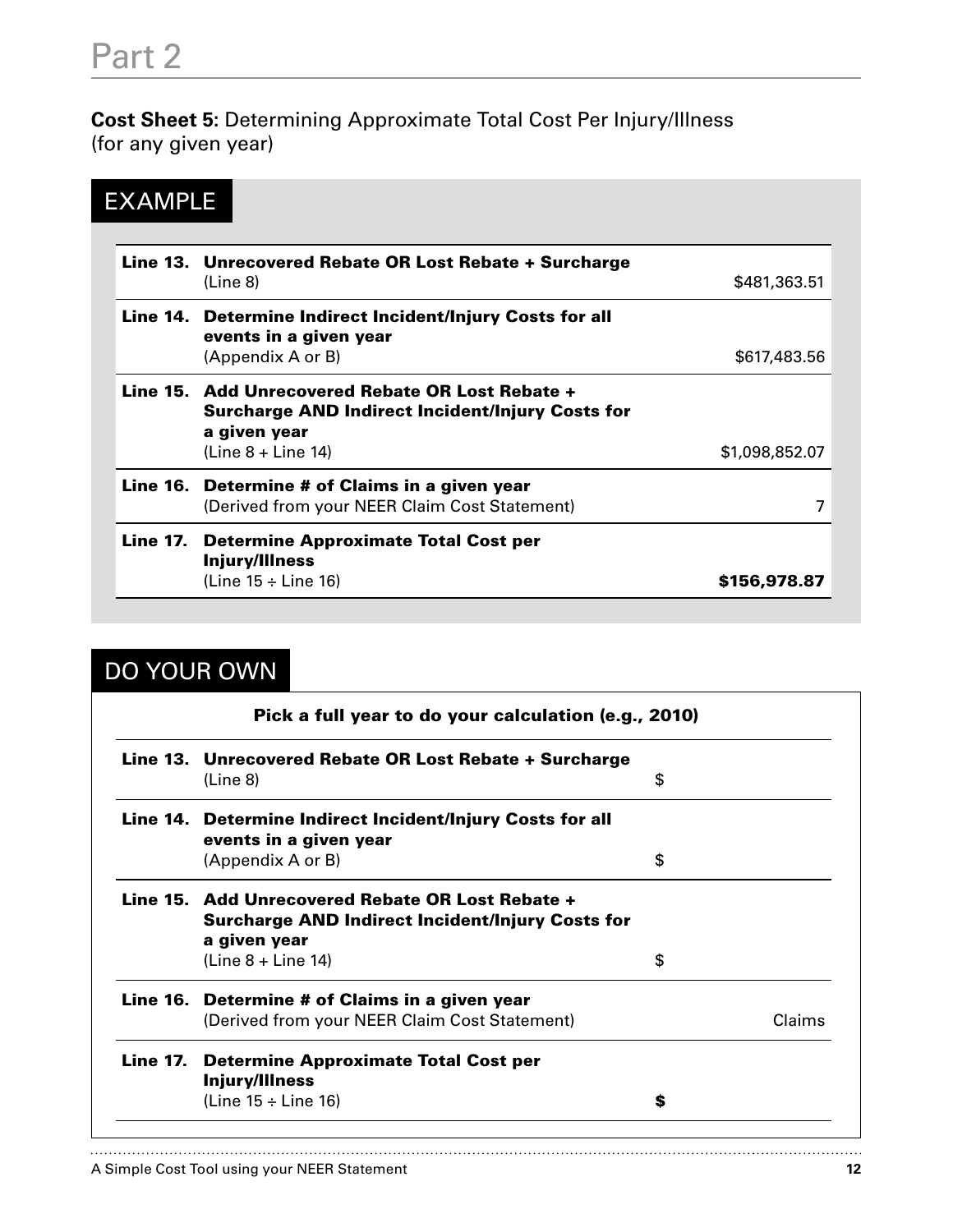# Part 2

**Cost Sheet 5:** Determining Approximate Total Cost Per Injury/Illness (for any given year)

## EXAMPLE

| Line | Description | Amount |
|---|---|---|
| **Line 13.** | **Unrecovered Rebate OR Lost Rebate + Surcharge** (Line 8) | $481,363.51 |
| **Line 14.** | **Determine Indirect Incident/Injury Costs for all events in a given year** (Appendix A or B) | $617,483.56 |
| **Line 15.** | **Add Unrecovered Rebate OR Lost Rebate + Surcharge AND Indirect Incident/Injury Costs for a given year** (Line 8 + Line 14) | $1,098,852.07 |
| **Line 16.** | **Determine # of Claims in a given year** (Derived from your NEER Claim Cost Statement) | 7 |
| **Line 17.** | **Determine Approximate Total Cost per Injury/Illness** (Line 15 ÷ Line 16) | **$156,978.87** |

## DO YOUR OWN

**Pick a full year to do your calculation (e.g., 2010)**

| Line | Description | Amount |
|---|---|---|
| **Line 13.** | **Unrecovered Rebate OR Lost Rebate + Surcharge** (Line 8) | $ |
| **Line 14.** | **Determine Indirect Incident/Injury Costs for all events in a given year** (Appendix A or B) | $ |
| **Line 15.** | **Add Unrecovered Rebate OR Lost Rebate + Surcharge AND Indirect Incident/Injury Costs for a given year** (Line 8 + Line 14) | $ |
| **Line 16.** | **Determine # of Claims in a given year** (Derived from your NEER Claim Cost Statement) | Claims |
| **Line 17.** | **Determine Approximate Total Cost per Injury/Illness** (Line 15 ÷ Line 16) | **$** |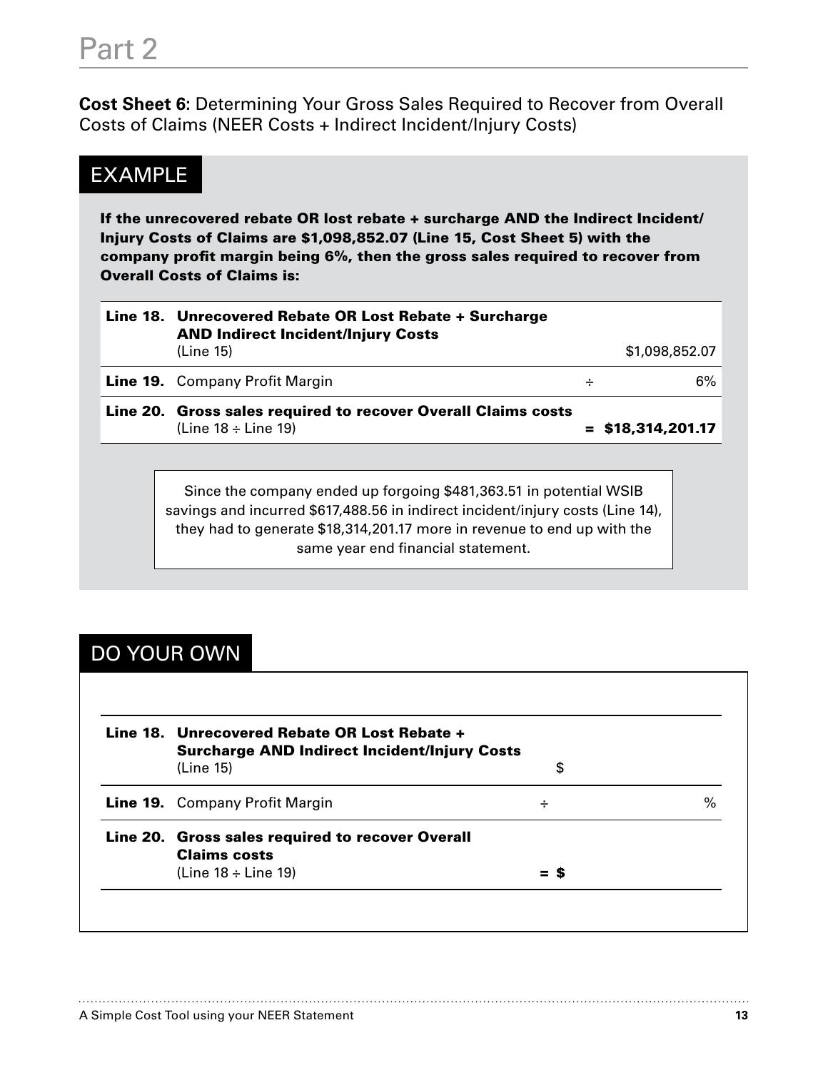# Part 2

**Cost Sheet 6:** Determining Your Gross Sales Required to Recover from Overall Costs of Claims (NEER Costs + Indirect Incident/Injury Costs)

## EXAMPLE

**If the unrecovered rebate OR lost rebate + surcharge AND the Indirect Incident/ Injury Costs of Claims are $1,098,852.07 (Line 15, Cost Sheet 5) with the company profit margin being 6%, then the gross sales required to recover from Overall Costs of Claims is:**

| | | | |
|---|---|---|---|
| **Line 18.** | **Unrecovered Rebate OR Lost Rebate + Surcharge AND Indirect Incident/Injury Costs** (Line 15) | | $1,098,852.07 |
| **Line 19.** | Company Profit Margin | ÷ | 6% |
| **Line 20.** | **Gross sales required to recover Overall Claims costs** (Line 18 ÷ Line 19) | **=** | **$18,314,201.17** |

Since the company ended up forgoing $481,363.51 in potential WSIB savings and incurred $617,488.56 in indirect incident/injury costs (Line 14), they had to generate $18,314,201.17 more in revenue to end up with the same year end financial statement.

## DO YOUR OWN

| | | | |
|---|---|---|---|
| **Line 18.** | **Unrecovered Rebate OR Lost Rebate + Surcharge AND Indirect Incident/Injury Costs** (Line 15) | | $ |
| **Line 19.** | Company Profit Margin | ÷ | % |
| **Line 20.** | **Gross sales required to recover Overall Claims costs** (Line 18 ÷ Line 19) | **=** | **$** |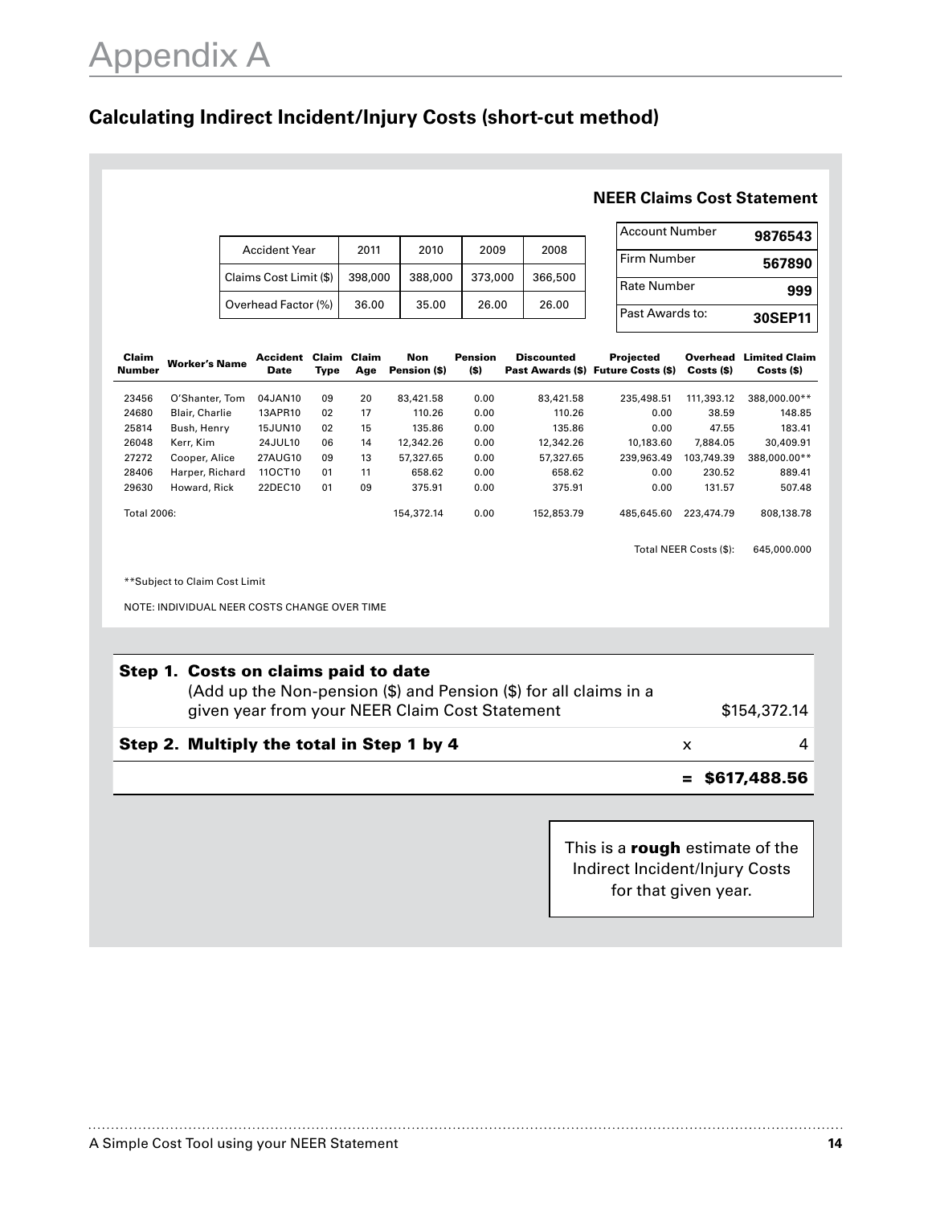# Appendix A

## Calculating Indirect Incident/Injury Costs (short-cut method)

**NEER Claims Cost Statement**

| Accident Year | 2011 | 2010 | 2009 | 2008 |
|---|---|---|---|---|
| Claims Cost Limit ($) | 398,000 | 388,000 | 373,000 | 366,500 |
| Overhead Factor (%) | 36.00 | 35.00 | 26.00 | 26.00 |

| | |
|---|---|
| Account Number | **9876543** |
| Firm Number | **567890** |
| Rate Number | **999** |
| Past Awards to: | **30SEP11** |

| Claim Number | Worker's Name | Accident Date | Claim Type | Claim Age | Non Pension ($) | Pension ($) | Discounted Past Awards ($) | Projected Future Costs ($) | Overhead Costs ($) | Limited Claim Costs ($) |
|---|---|---|---|---|---|---|---|---|---|---|
| 23456 | O'Shanter, Tom | 04JAN10 | 09 | 20 | 83,421.58 | 0.00 | 83,421.58 | 235,498.51 | 111,393.12 | 388,000.00** |
| 24680 | Blair, Charlie | 13APR10 | 02 | 17 | 110.26 | 0.00 | 110.26 | 0.00 | 38.59 | 148.85 |
| 25814 | Bush, Henry | 15JUN10 | 02 | 15 | 135.86 | 0.00 | 135.86 | 0.00 | 47.55 | 183.41 |
| 26048 | Kerr, Kim | 24JUL10 | 06 | 14 | 12,342.26 | 0.00 | 12,342.26 | 10,183.60 | 7,884.05 | 30,409.91 |
| 27272 | Cooper, Alice | 27AUG10 | 09 | 13 | 57,327.65 | 0.00 | 57,327.65 | 239,963.49 | 103,749.39 | 388,000.00** |
| 28406 | Harper, Richard | 11OCT10 | 01 | 11 | 658.62 | 0.00 | 658.62 | 0.00 | 230.52 | 889.41 |
| 29630 | Howard, Rick | 22DEC10 | 01 | 09 | 375.91 | 0.00 | 375.91 | 0.00 | 131.57 | 507.48 |
| Total 2006: | | | | | 154,372.14 | 0.00 | 152,853.79 | 485,645.60 | 223,474.79 | 808,138.78 |

Total NEER Costs ($): 645,000.000

**Subject to Claim Cost Limit

NOTE: INDIVIDUAL NEER COSTS CHANGE OVER TIME

| | | |
|---|---|---|
| **Step 1. Costs on claims paid to date** (Add up the Non-pension ($) and Pension ($) for all claims in a given year from your NEER Claim Cost Statement | | $154,372.14 |
| **Step 2. Multiply the total in Step 1 by 4** | x | 4 |
| | = | **$617,488.56** |

This is a **rough** estimate of the Indirect Incident/Injury Costs for that given year.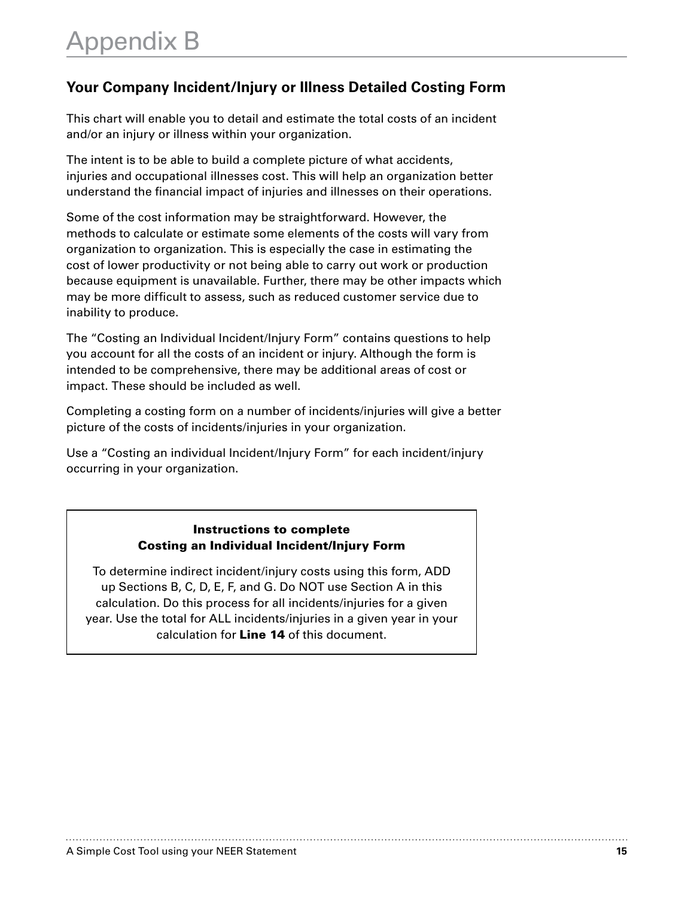# Appendix B

## Your Company Incident/Injury or Illness Detailed Costing Form

This chart will enable you to detail and estimate the total costs of an incident and/or an injury or illness within your organization.

The intent is to be able to build a complete picture of what accidents, injuries and occupational illnesses cost. This will help an organization better understand the financial impact of injuries and illnesses on their operations.

Some of the cost information may be straightforward. However, the methods to calculate or estimate some elements of the costs will vary from organization to organization. This is especially the case in estimating the cost of lower productivity or not being able to carry out work or production because equipment is unavailable. Further, there may be other impacts which may be more difficult to assess, such as reduced customer service due to inability to produce.

The "Costing an Individual Incident/Injury Form" contains questions to help you account for all the costs of an incident or injury. Although the form is intended to be comprehensive, there may be additional areas of cost or impact. These should be included as well.

Completing a costing form on a number of incidents/injuries will give a better picture of the costs of incidents/injuries in your organization.

Use a "Costing an individual Incident/Injury Form" for each incident/injury occurring in your organization.

**Instructions to complete**
**Costing an Individual Incident/Injury Form**

To determine indirect incident/injury costs using this form, ADD up Sections B, C, D, E, F, and G. Do NOT use Section A in this calculation. Do this process for all incidents/injuries for a given year. Use the total for ALL incidents/injuries in a given year in your calculation for **Line 14** of this document.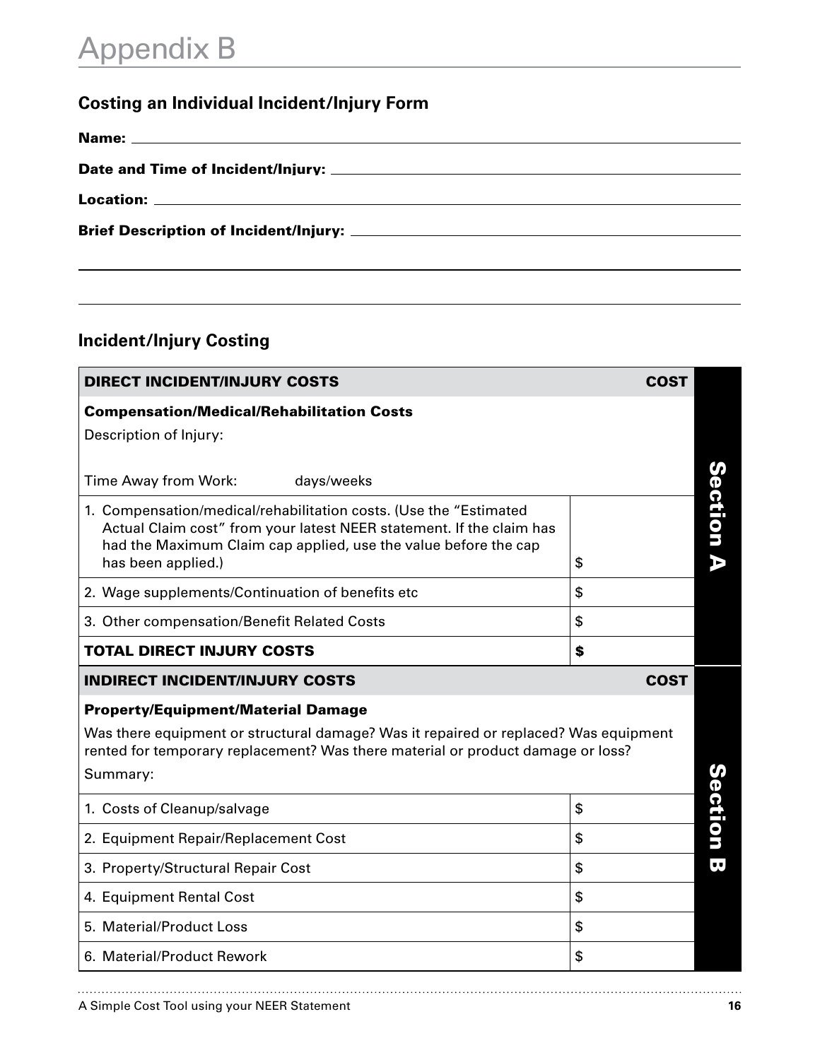# Appendix B

## Costing an Individual Incident/Injury Form

**Name:** ______________________________

**Date and Time of Incident/Injury:** ______________________________

**Location:** ______________________________

**Brief Description of Incident/Injury:** ______________________________

______________________________

______________________________

## Incident/Injury Costing

**Section A**

| DIRECT INCIDENT/INJURY COSTS | COST |
|---|---|
| **Compensation/Medical/Rehabilitation Costs**<br>Description of Injury:<br><br>Time Away from Work: days/weeks | |
| 1. Compensation/medical/rehabilitation costs. (Use the "Estimated Actual Claim cost" from your latest NEER statement. If the claim has had the Maximum Claim cap applied, use the value before the cap has been applied.) | $ |
| 2. Wage supplements/Continuation of benefits etc | $ |
| 3. Other compensation/Benefit Related Costs | $ |
| **TOTAL DIRECT INJURY COSTS** | **$** |

**Section B**

| INDIRECT INCIDENT/INJURY COSTS | COST |
|---|---|
| **Property/Equipment/Material Damage**<br>Was there equipment or structural damage? Was it repaired or replaced? Was equipment rented for temporary replacement? Was there material or product damage or loss?<br>Summary: | |
| 1. Costs of Cleanup/salvage | $ |
| 2. Equipment Repair/Replacement Cost | $ |
| 3. Property/Structural Repair Cost | $ |
| 4. Equipment Rental Cost | $ |
| 5. Material/Product Loss | $ |
| 6. Material/Product Rework | $ |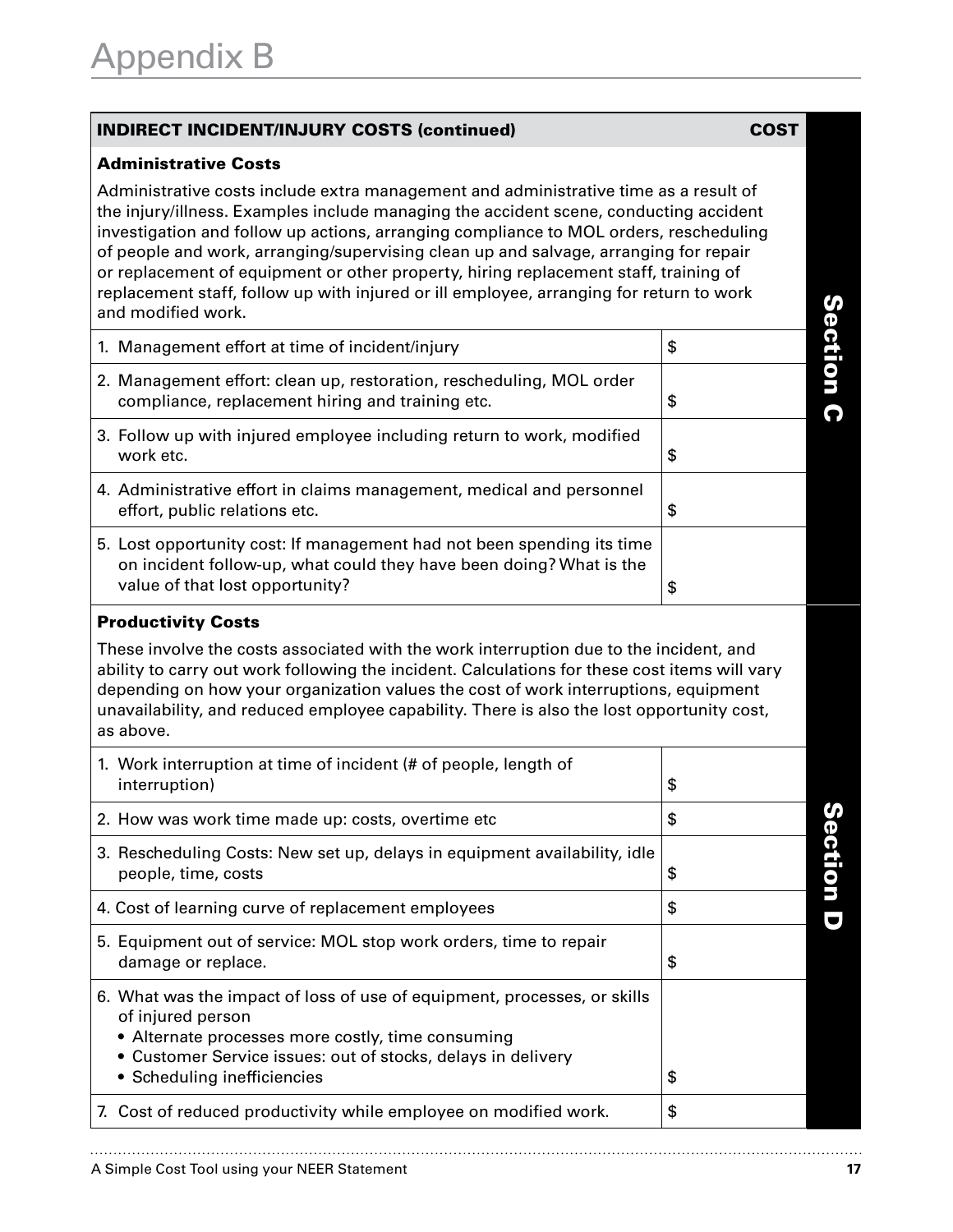# Appendix B

| INDIRECT INCIDENT/INJURY COSTS (continued) | COST | |
|---|---|---|
| **Administrative Costs**<br>Administrative costs include extra management and administrative time as a result of the injury/illness. Examples include managing the accident scene, conducting accident investigation and follow up actions, arranging compliance to MOL orders, rescheduling of people and work, arranging/supervising clean up and salvage, arranging for repair or replacement of equipment or other property, hiring replacement staff, training of replacement staff, follow up with injured or ill employee, arranging for return to work and modified work. | | Section C |
| 1. Management effort at time of incident/injury | $ | |
| 2. Management effort: clean up, restoration, rescheduling, MOL order compliance, replacement hiring and training etc. | $ | |
| 3. Follow up with injured employee including return to work, modified work etc. | $ | |
| 4. Administrative effort in claims management, medical and personnel effort, public relations etc. | $ | |
| 5. Lost opportunity cost: If management had not been spending its time on incident follow-up, what could they have been doing? What is the value of that lost opportunity? | $ | |
| **Productivity Costs**<br>These involve the costs associated with the work interruption due to the incident, and ability to carry out work following the incident. Calculations for these cost items will vary depending on how your organization values the cost of work interruptions, equipment unavailability, and reduced employee capability. There is also the lost opportunity cost, as above. | | Section D |
| 1. Work interruption at time of incident (# of people, length of interruption) | $ | |
| 2. How was work time made up: costs, overtime etc | $ | |
| 3. Rescheduling Costs: New set up, delays in equipment availability, idle people, time, costs | $ | |
| 4. Cost of learning curve of replacement employees | $ | |
| 5. Equipment out of service: MOL stop work orders, time to repair damage or replace. | $ | |
| 6. What was the impact of loss of use of equipment, processes, or skills of injured person<br>• Alternate processes more costly, time consuming<br>• Customer Service issues: out of stocks, delays in delivery<br>• Scheduling inefficiencies | $ | |
| 7. Cost of reduced productivity while employee on modified work. | $ | |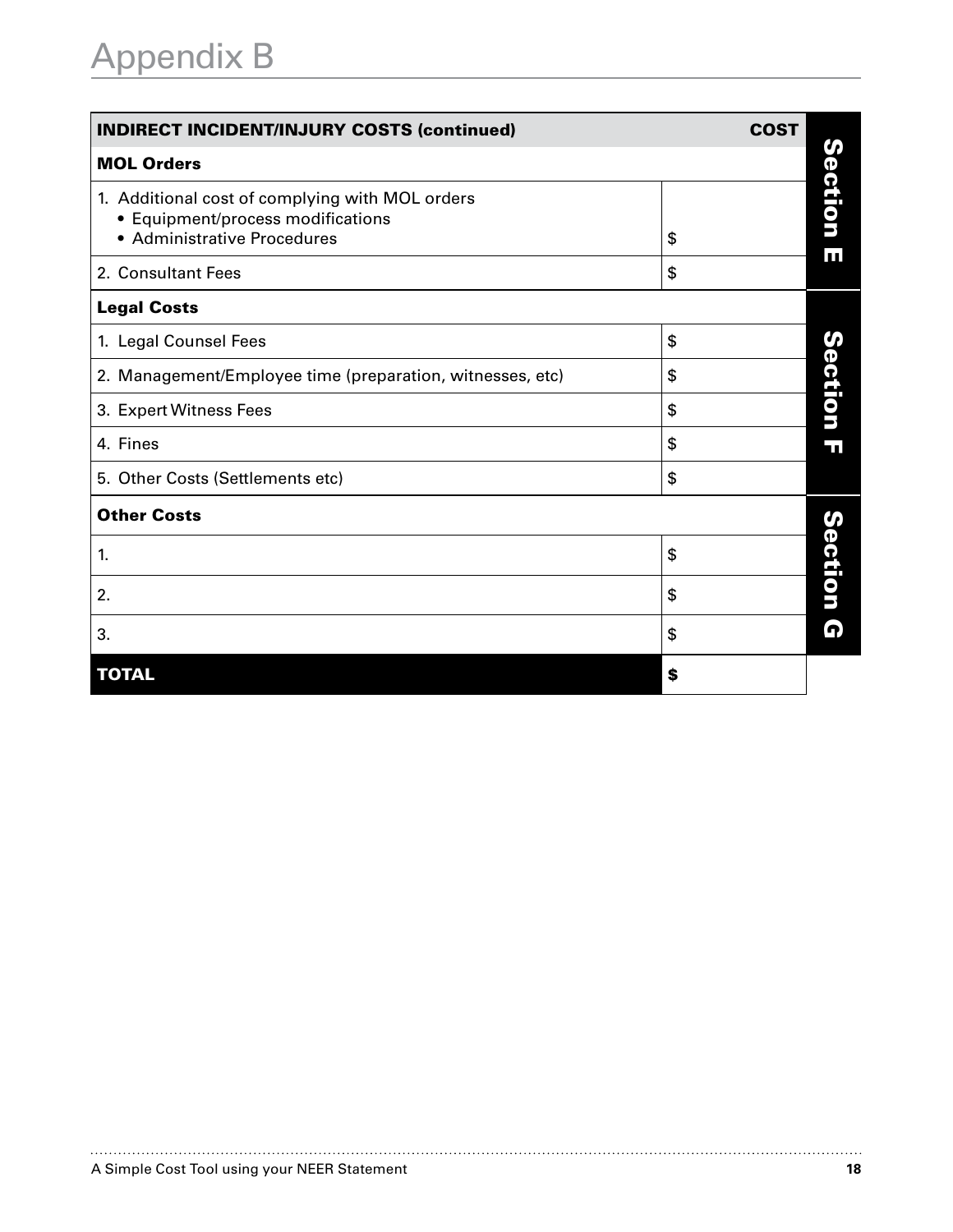# Appendix B

| INDIRECT INCIDENT/INJURY COSTS (continued) | COST | |
|---|---|---|
| **MOL Orders** | | Section E |
| 1. Additional cost of complying with MOL orders<br>• Equipment/process modifications<br>• Administrative Procedures | $ | Section E |
| 2. Consultant Fees | $ | Section E |
| **Legal Costs** | | Section F |
| 1. Legal Counsel Fees | $ | Section F |
| 2. Management/Employee time (preparation, witnesses, etc) | $ | Section F |
| 3. Expert Witness Fees | $ | Section F |
| 4. Fines | $ | Section F |
| 5. Other Costs (Settlements etc) | $ | Section F |
| **Other Costs** | | Section G |
| 1. | $ | Section G |
| 2. | $ | Section G |
| 3. | $ | Section G |
| **TOTAL** | **$** | |

A Simple Cost Tool using your NEER Statement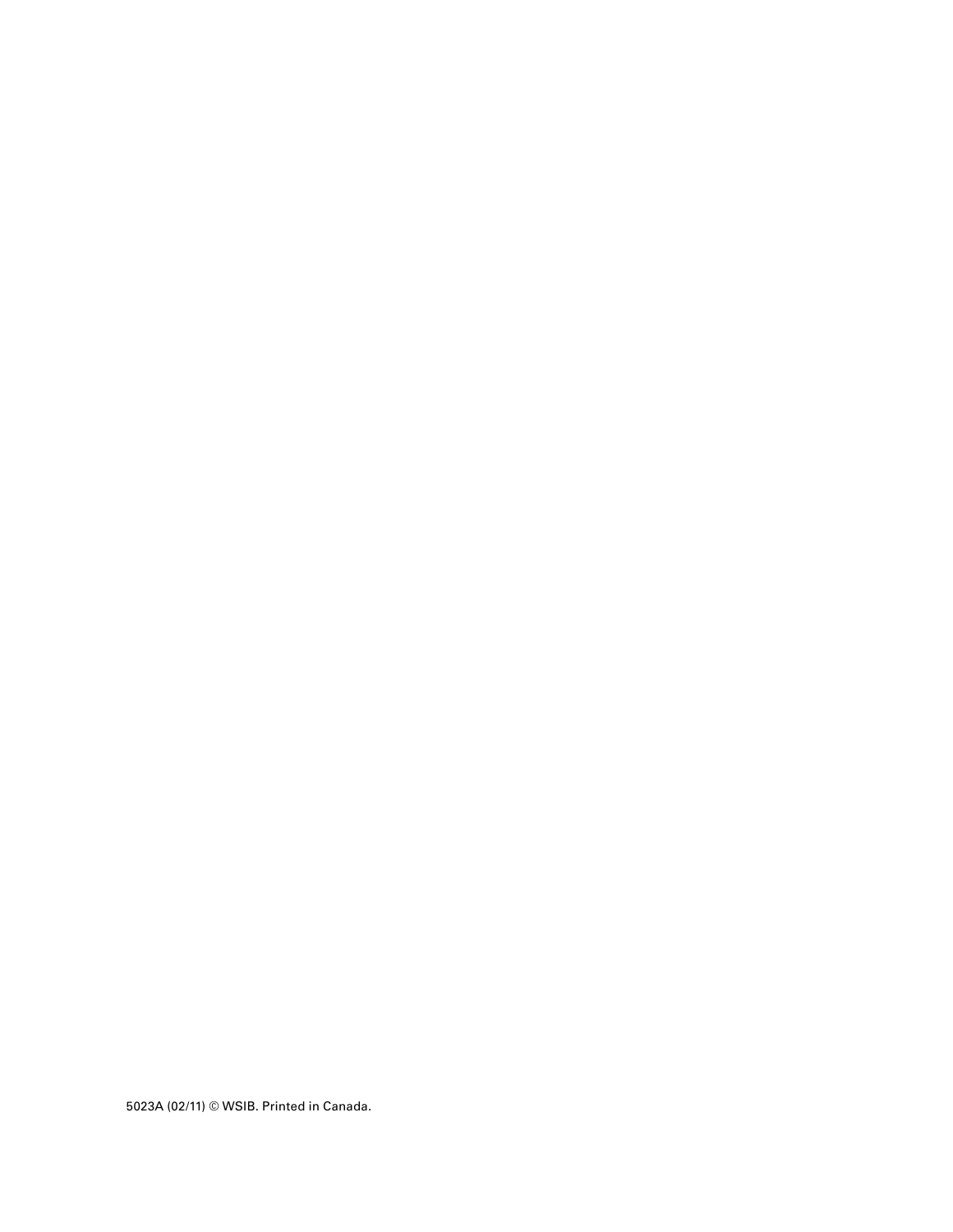5023A (02/11) © WSIB. Printed in Canada.